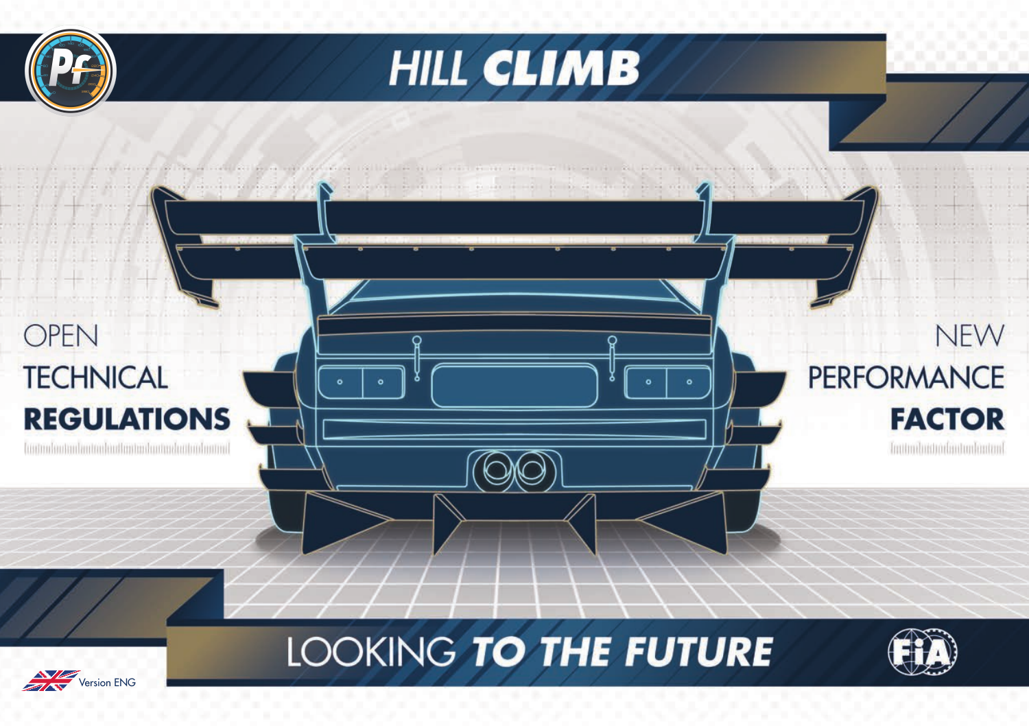# HILL CLIMB

OPEN
TECHNICAL
**REGULATIONS**

NEW
PERFORMANCE
**FACTOR**

## LOOKING *TO THE FUTURE*

Version ENG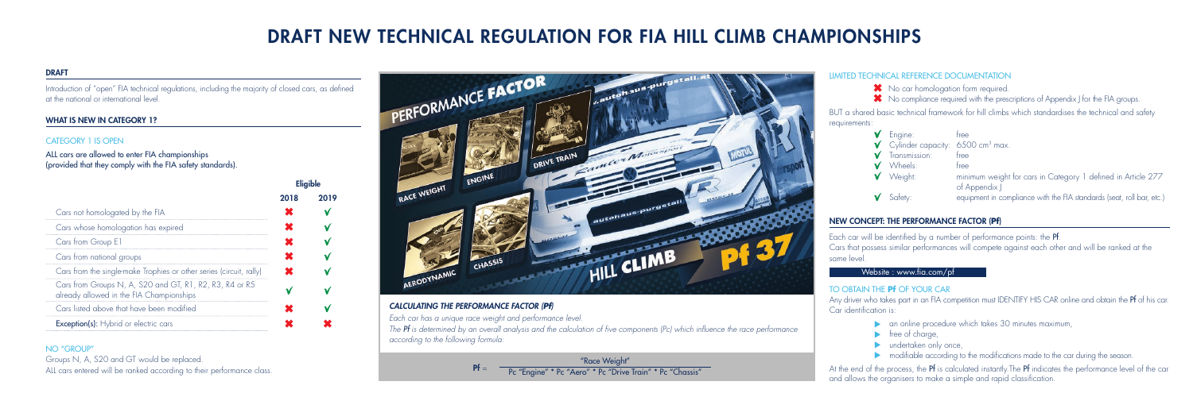# DRAFT NEW TECHNICAL REGULATION FOR FIA HILL CLIMB CHAMPIONSHIPS

## DRAFT

Introduction of "open" FIA technical regulations, including the majority of closed cars, as defined at the national or international level.

## WHAT IS NEW IN CATEGORY 1?

### CATEGORY 1 IS OPEN

ALL cars are allowed to enter FIA championships (provided that they comply with the FIA safety standards).

| | Eligible | |
|---|---|---|
| | 2018 | 2019 |
| Cars not homologated by the FIA | ✖ | ✔ |
| Cars whose homologation has expired | ✖ | ✔ |
| Cars from Group E1 | ✖ | ✔ |
| Cars from national groups | ✖ | ✔ |
| Cars from the single-make Trophies or other series (circuit, rally) | ✖ | ✔ |
| Cars from Groups N, A, S20 and GT, R1, R2, R3, R4 or R5 already allowed in the FIA Championships | ✔ | ✔ |
| Cars listed above that have been modified | ✖ | ✔ |
| **Exception(s):** Hybrid or electric cars | ✖ | ✖ |

### NO "GROUP"

Groups N, A, S20 and GT would be replaced.
ALL cars entered will be ranked according to their performance class.

### *CALCULATING THE PERFORMANCE FACTOR (Pf)*

*Each car has a unique race weight and performance level.*
*The **Pf** is determined by an overall analysis and the calculation of five components (Pc) which influence the race performance according to the following formula:*

$$Pf = \frac{\text{"Race Weight"}}{\text{Pc "Engine"} * \text{Pc "Aero"} * \text{Pc "Drive Train"} * \text{Pc "Chassis"}}$$

### LIMITED TECHNICAL REFERENCE DOCUMENTATION

- ✖ No car homologation form required.
- ✖ No compliance required with the prescriptions of Appendix J for the FIA groups.

BUT a shared basic technical framework for hill climbs which standardises the technical and safety requirements:

- ✔ Engine: free
- ✔ Cylinder capacity: 6500 cm³ max.
- ✔ Transmission: free
- ✔ Wheels: free
- ✔ Weight: minimum weight for cars in Category 1 defined in Article 277 of Appendix J
- ✔ Safety: equipment in compliance with the FIA standards (seat, roll bar, etc.)

## NEW CONCEPT: THE PERFORMANCE FACTOR (Pf)

Each car will be identified by a number of performance points: the **Pf**.
Cars that possess similar performances will compete against each other and will be ranked at the same level.

Website : www.fia.com/pf

### TO OBTAIN THE Pf OF YOUR CAR

Any driver who takes part in an FIA competition must IDENTIFY HIS CAR online and obtain the **Pf** of his car. Car identification is:

- an online procedure which takes 30 minutes maximum,
- free of charge,
- undertaken only once,
- modifiable according to the modifications made to the car during the season.

At the end of the process, the **Pf** is calculated instantly. The **Pf** indicates the performance level of the car and allows the organisers to make a simple and rapid classification.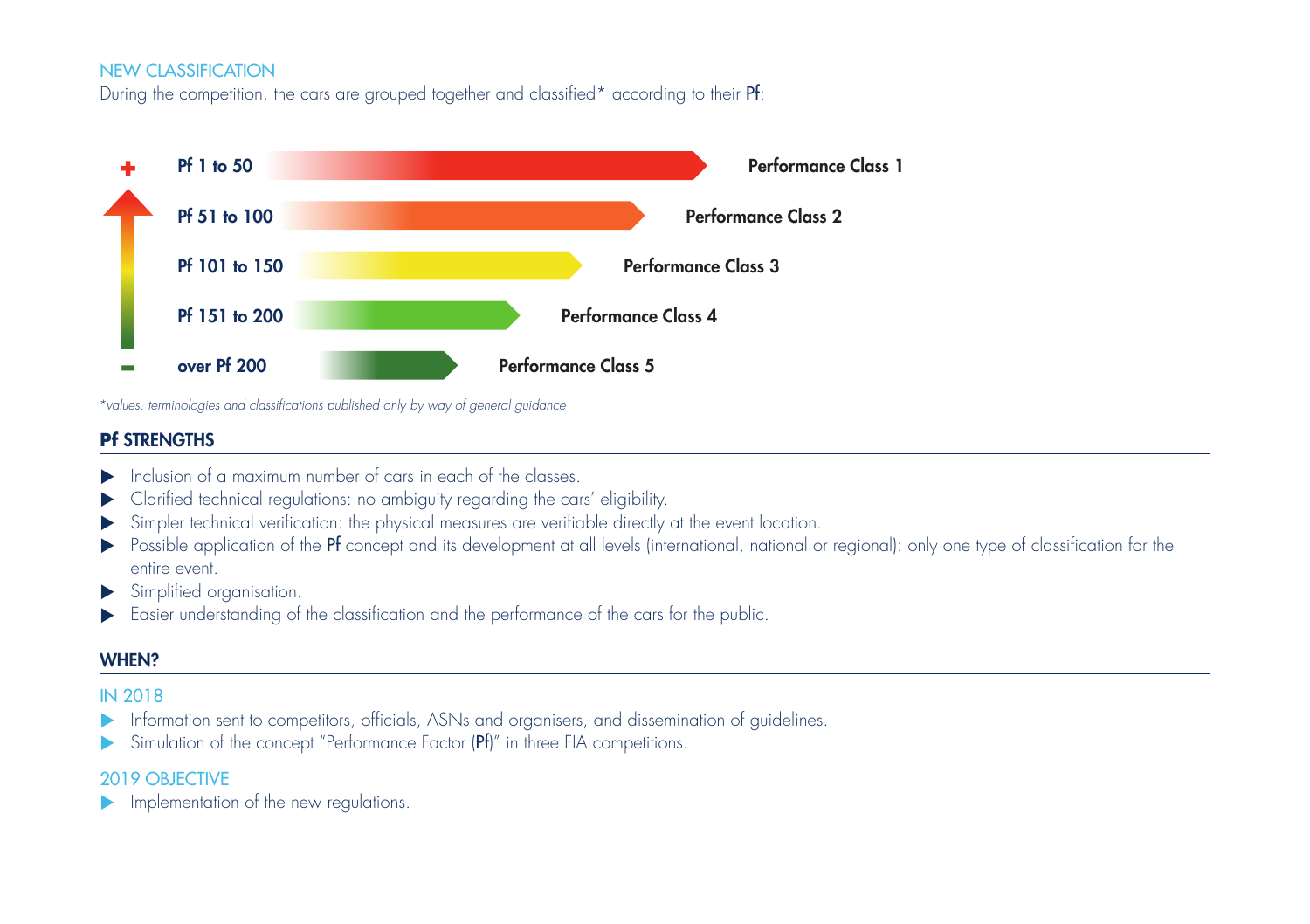NEW CLASSIFICATION

During the competition, the cars are grouped together and classified* according to their Pf:

+

Pf 1 to 50 — Performance Class 1

Pf 51 to 100 — Performance Class 2

Pf 101 to 150 — Performance Class 3

Pf 151 to 200 — Performance Class 4

over Pf 200 — Performance Class 5

-

*\*values, terminologies and classifications published only by way of general guidance*

## Pf STRENGTHS

- Inclusion of a maximum number of cars in each of the classes.
- Clarified technical regulations: no ambiguity regarding the cars' eligibility.
- Simpler technical verification: the physical measures are verifiable directly at the event location.
- Possible application of the Pf concept and its development at all levels (international, national or regional): only one type of classification for the entire event.
- Simplified organisation.
- Easier understanding of the classification and the performance of the cars for the public.

## WHEN?

### IN 2018

- Information sent to competitors, officials, ASNs and organisers, and dissemination of guidelines.
- Simulation of the concept "Performance Factor (Pf)" in three FIA competitions.

### 2019 OBJECTIVE

- Implementation of the new regulations.